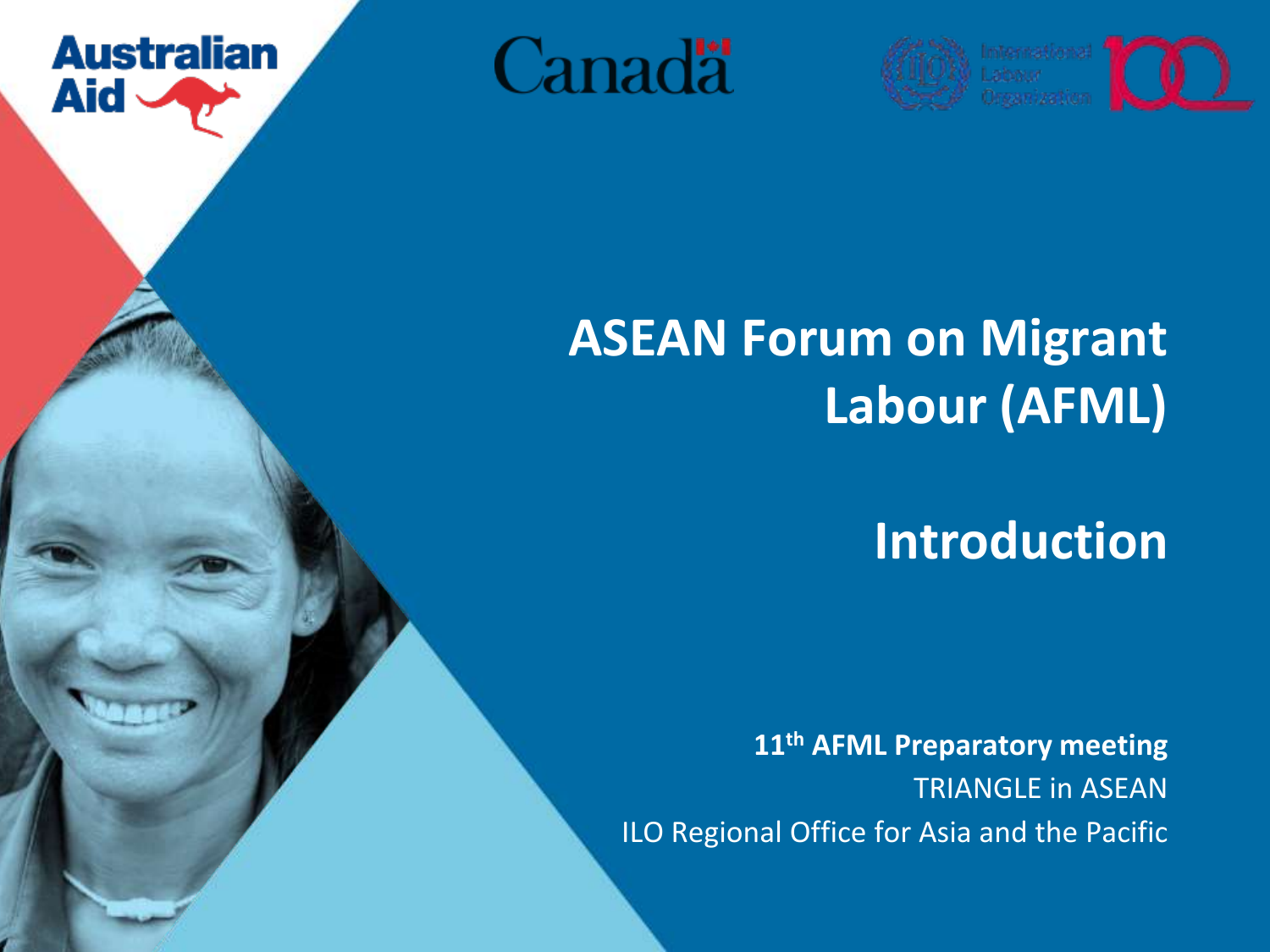Australian Aid

Canada

International Labour Organization

# ASEAN Forum on Migrant Labour (AFML)

# Introduction

**11th AFML Preparatory meeting**

TRIANGLE in ASEAN

ILO Regional Office for Asia and the Pacific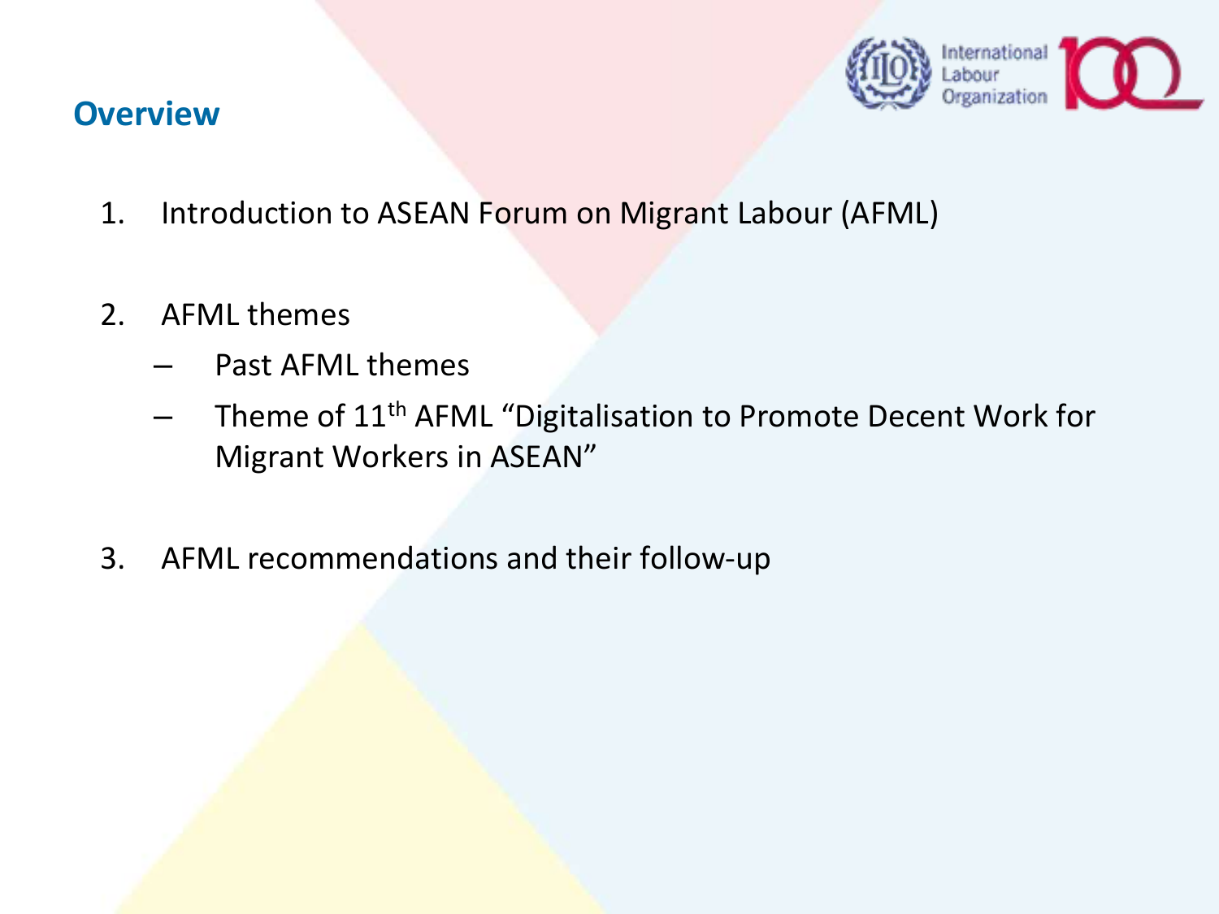## Overview

1. Introduction to ASEAN Forum on Migrant Labour (AFML)

2. AFML themes
   - Past AFML themes
   - Theme of 11th AFML "Digitalisation to Promote Decent Work for Migrant Workers in ASEAN"

3. AFML recommendations and their follow-up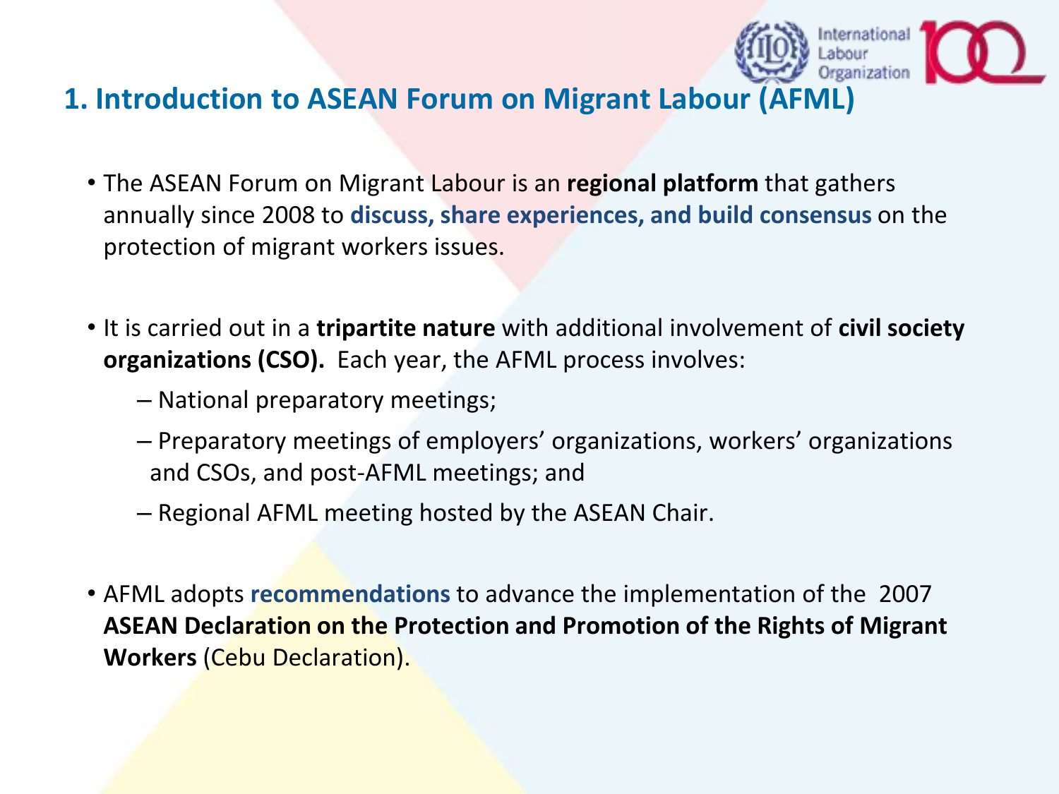## 1. Introduction to ASEAN Forum on Migrant Labour (AFML)

- The ASEAN Forum on Migrant Labour is an **regional platform** that gathers annually since 2008 to **discuss, share experiences, and build consensus** on the protection of migrant workers issues.

- It is carried out in a **tripartite nature** with additional involvement of **civil society organizations (CSO).** Each year, the AFML process involves:
  - National preparatory meetings;
  - Preparatory meetings of employers' organizations, workers' organizations and CSOs, and post-AFML meetings; and
  - Regional AFML meeting hosted by the ASEAN Chair.

- AFML adopts **recommendations** to advance the implementation of the 2007 **ASEAN Declaration on the Protection and Promotion of the Rights of Migrant Workers** (Cebu Declaration).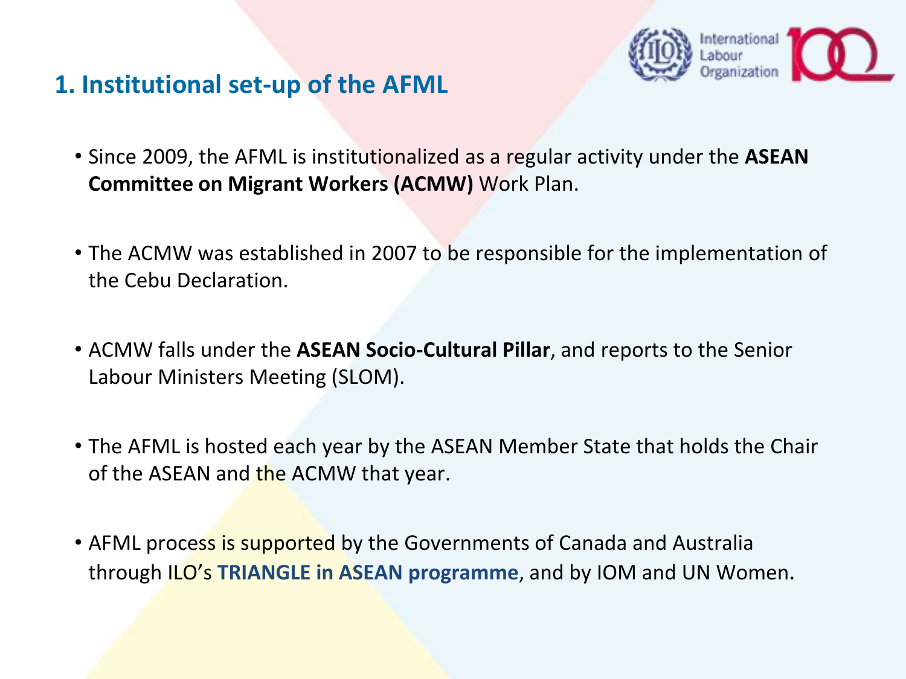## 1. Institutional set-up of the AFML

- Since 2009, the AFML is institutionalized as a regular activity under the **ASEAN Committee on Migrant Workers (ACMW)** Work Plan.
- The ACMW was established in 2007 to be responsible for the implementation of the Cebu Declaration.
- ACMW falls under the **ASEAN Socio-Cultural Pillar**, and reports to the Senior Labour Ministers Meeting (SLOM).
- The AFML is hosted each year by the ASEAN Member State that holds the Chair of the ASEAN and the ACMW that year.
- AFML process is supported by the Governments of Canada and Australia through ILO's **TRIANGLE in ASEAN programme**, and by IOM and UN Women.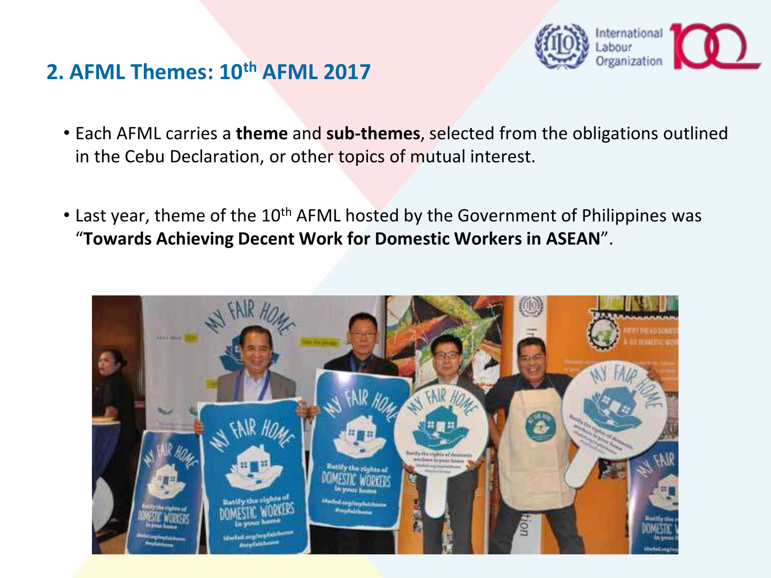## 2. AFML Themes: 10th AFML 2017

- Each AFML carries a **theme** and **sub-themes**, selected from the obligations outlined in the Cebu Declaration, or other topics of mutual interest.
- Last year, theme of the 10th AFML hosted by the Government of Philippines was "**Towards Achieving Decent Work for Domestic Workers in ASEAN**".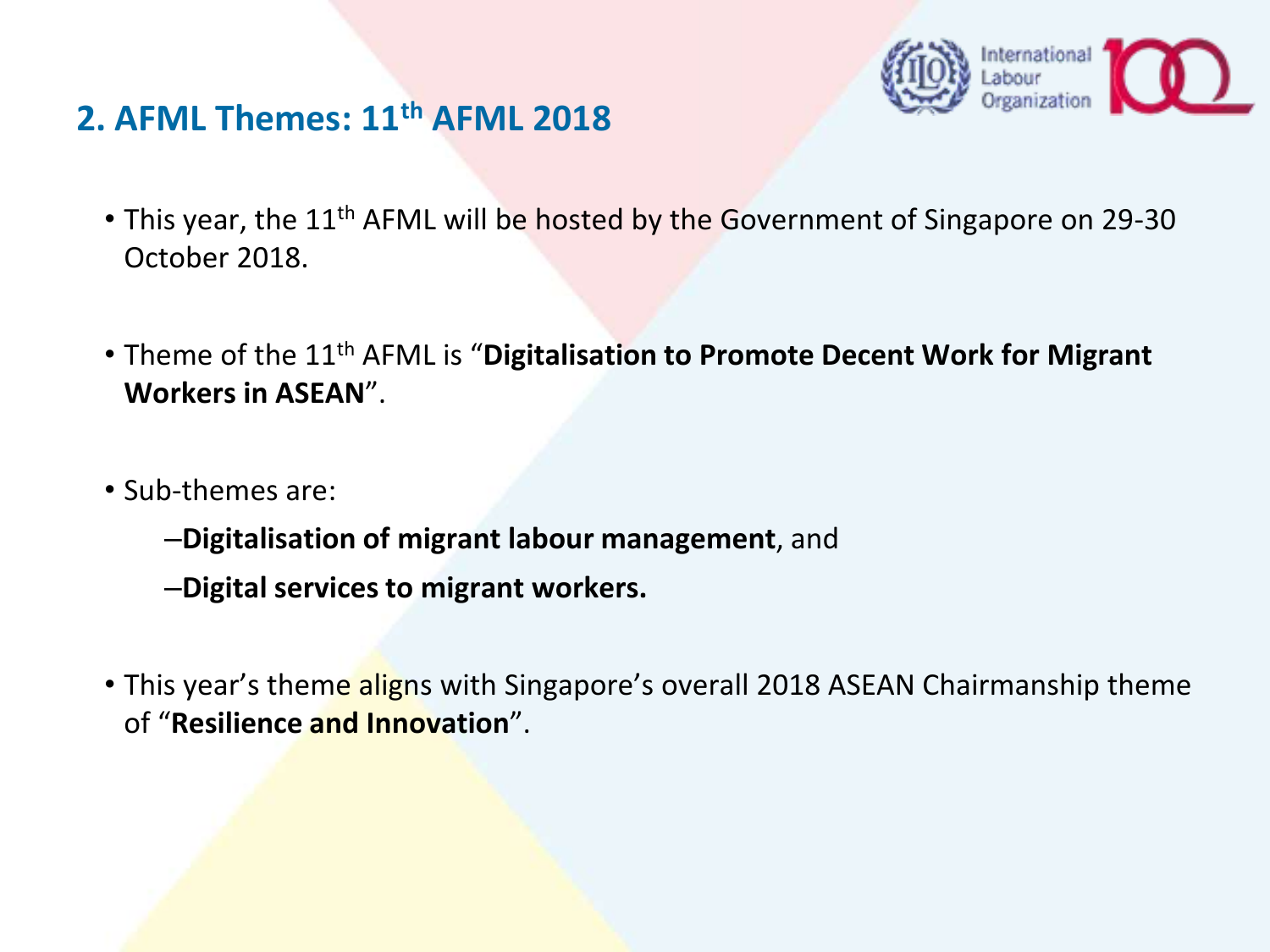## 2. AFML Themes: 11th AFML 2018

- This year, the 11th AFML will be hosted by the Government of Singapore on 29-30 October 2018.
- Theme of the 11th AFML is "**Digitalisation to Promote Decent Work for Migrant Workers in ASEAN**".
- Sub-themes are:
  - –**Digitalisation of migrant labour management**, and
  - –**Digital services to migrant workers.**
- This year's theme aligns with Singapore's overall 2018 ASEAN Chairmanship theme of "**Resilience and Innovation**".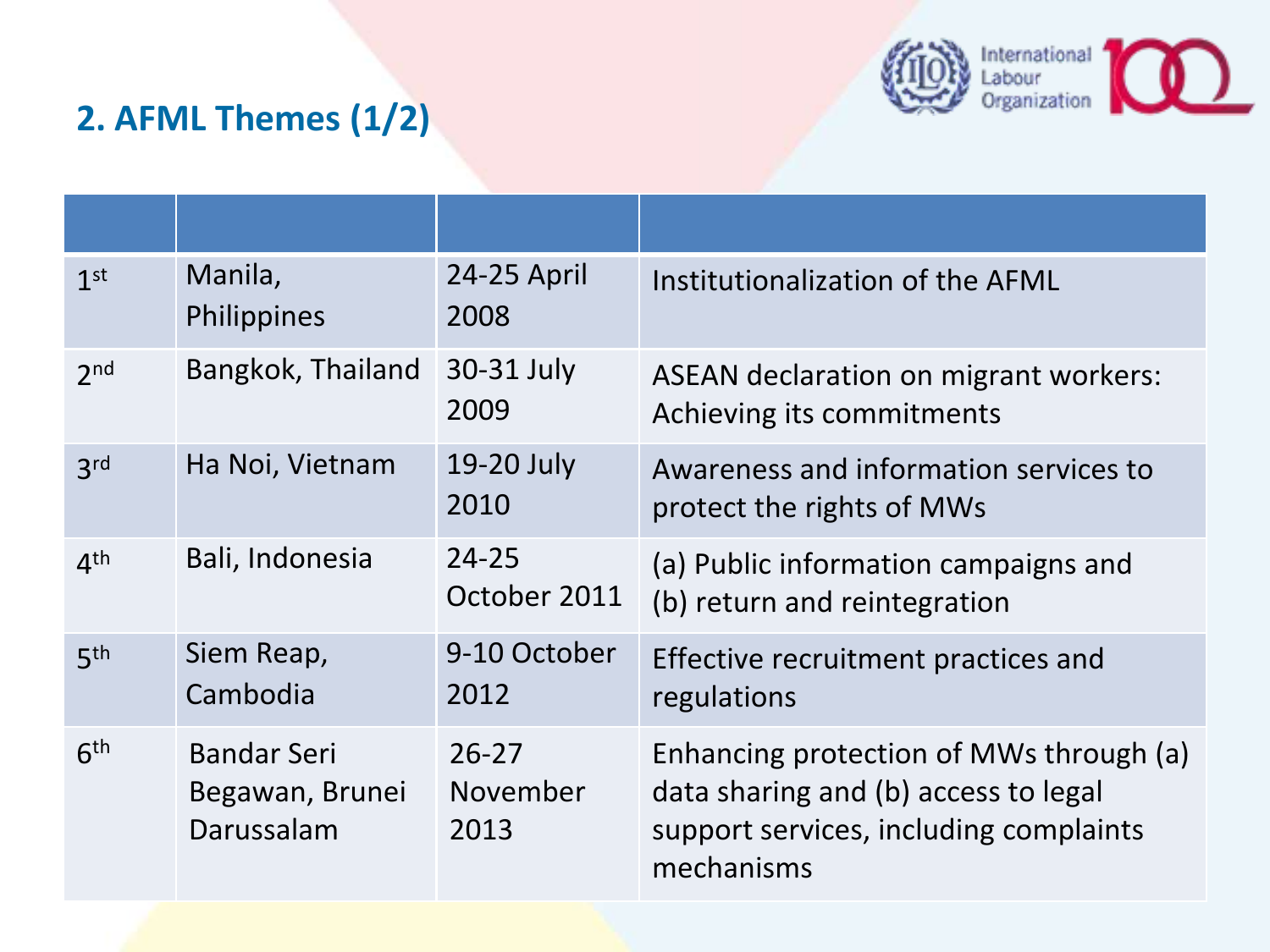## 2. AFML Themes (1/2)

| | | | |
|---|---|---|---|
| 1st | Manila, Philippines | 24-25 April 2008 | Institutionalization of the AFML |
| 2nd | Bangkok, Thailand | 30-31 July 2009 | ASEAN declaration on migrant workers: Achieving its commitments |
| 3rd | Ha Noi, Vietnam | 19-20 July 2010 | Awareness and information services to protect the rights of MWs |
| 4th | Bali, Indonesia | 24-25 October 2011 | (a) Public information campaigns and (b) return and reintegration |
| 5th | Siem Reap, Cambodia | 9-10 October 2012 | Effective recruitment practices and regulations |
| 6th | Bandar Seri Begawan, Brunei Darussalam | 26-27 November 2013 | Enhancing protection of MWs through (a) data sharing and (b) access to legal support services, including complaints mechanisms |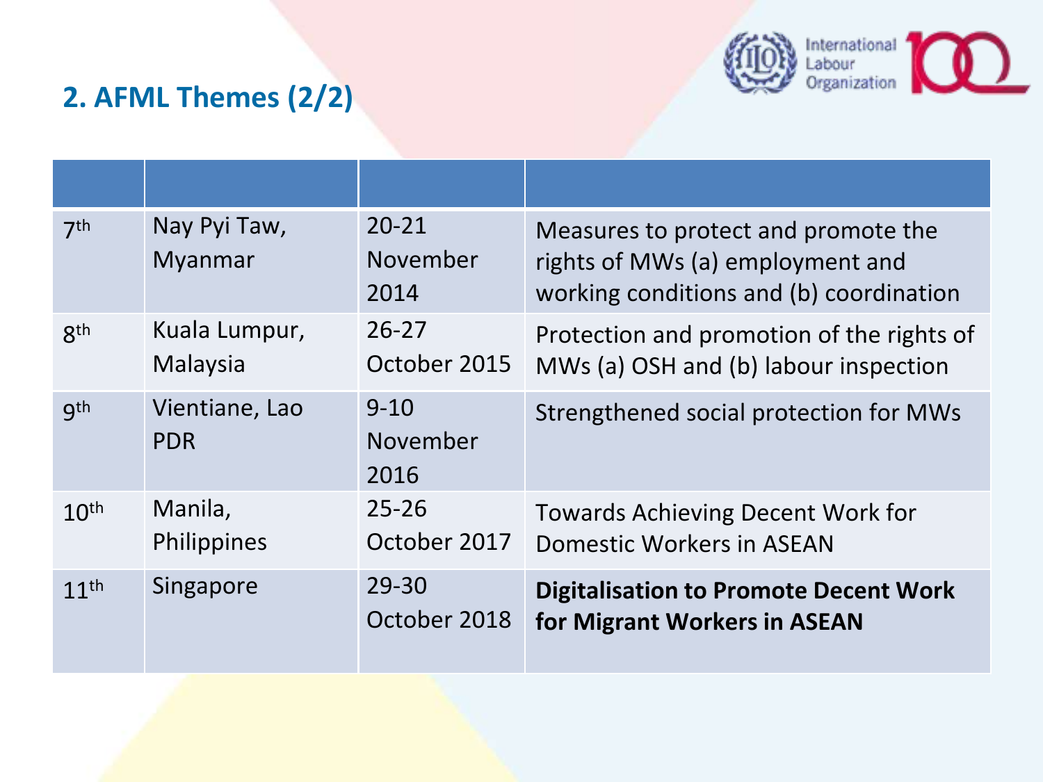## 2. AFML Themes (2/2)

| | | | |
|---|---|---|---|
| 7th | Nay Pyi Taw, Myanmar | 20-21 November 2014 | Measures to protect and promote the rights of MWs (a) employment and working conditions and (b) coordination |
| 8th | Kuala Lumpur, Malaysia | 26-27 October 2015 | Protection and promotion of the rights of MWs (a) OSH and (b) labour inspection |
| 9th | Vientiane, Lao PDR | 9-10 November 2016 | Strengthened social protection for MWs |
| 10th | Manila, Philippines | 25-26 October 2017 | Towards Achieving Decent Work for Domestic Workers in ASEAN |
| 11th | Singapore | 29-30 October 2018 | **Digitalisation to Promote Decent Work for Migrant Workers in ASEAN** |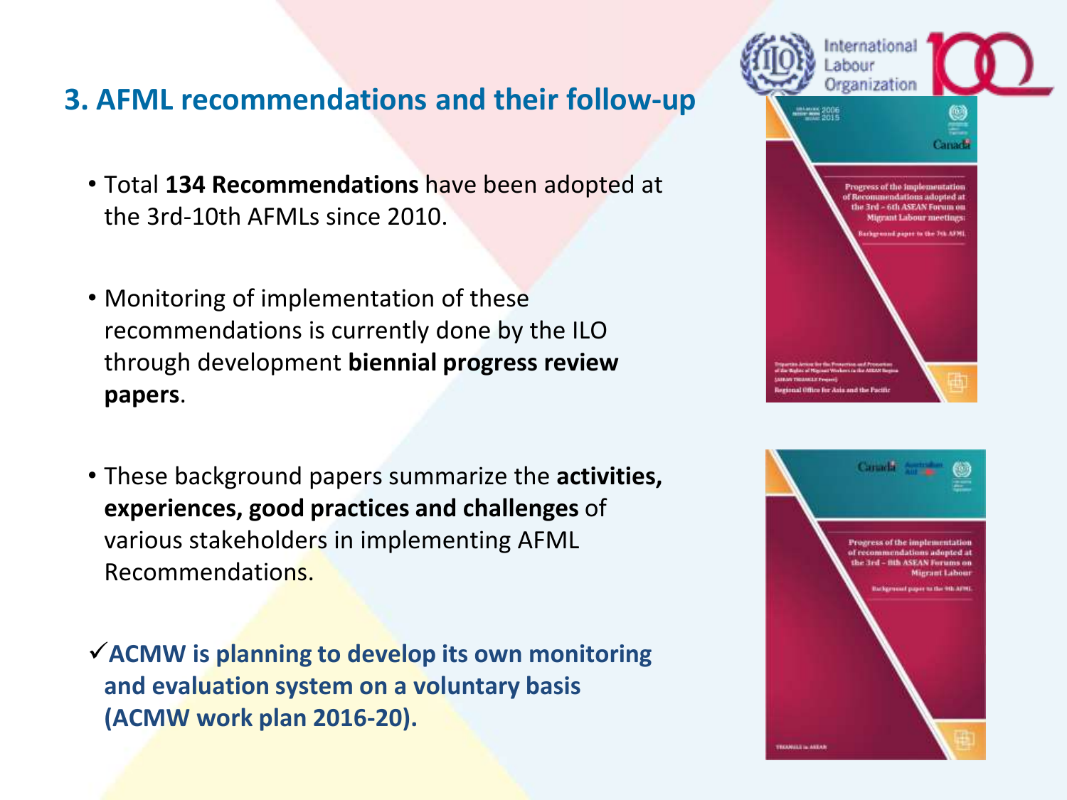## 3. AFML recommendations and their follow-up

- Total **134 Recommendations** have been adopted at the 3rd-10th AFMLs since 2010.

- Monitoring of implementation of these recommendations is currently done by the ILO through development **biennial progress review papers**.

- These background papers summarize the **activities, experiences, good practices and challenges** of various stakeholders in implementing AFML Recommendations.

✓**ACMW is planning to develop its own monitoring and evaluation system on a voluntary basis (ACMW work plan 2016-20).**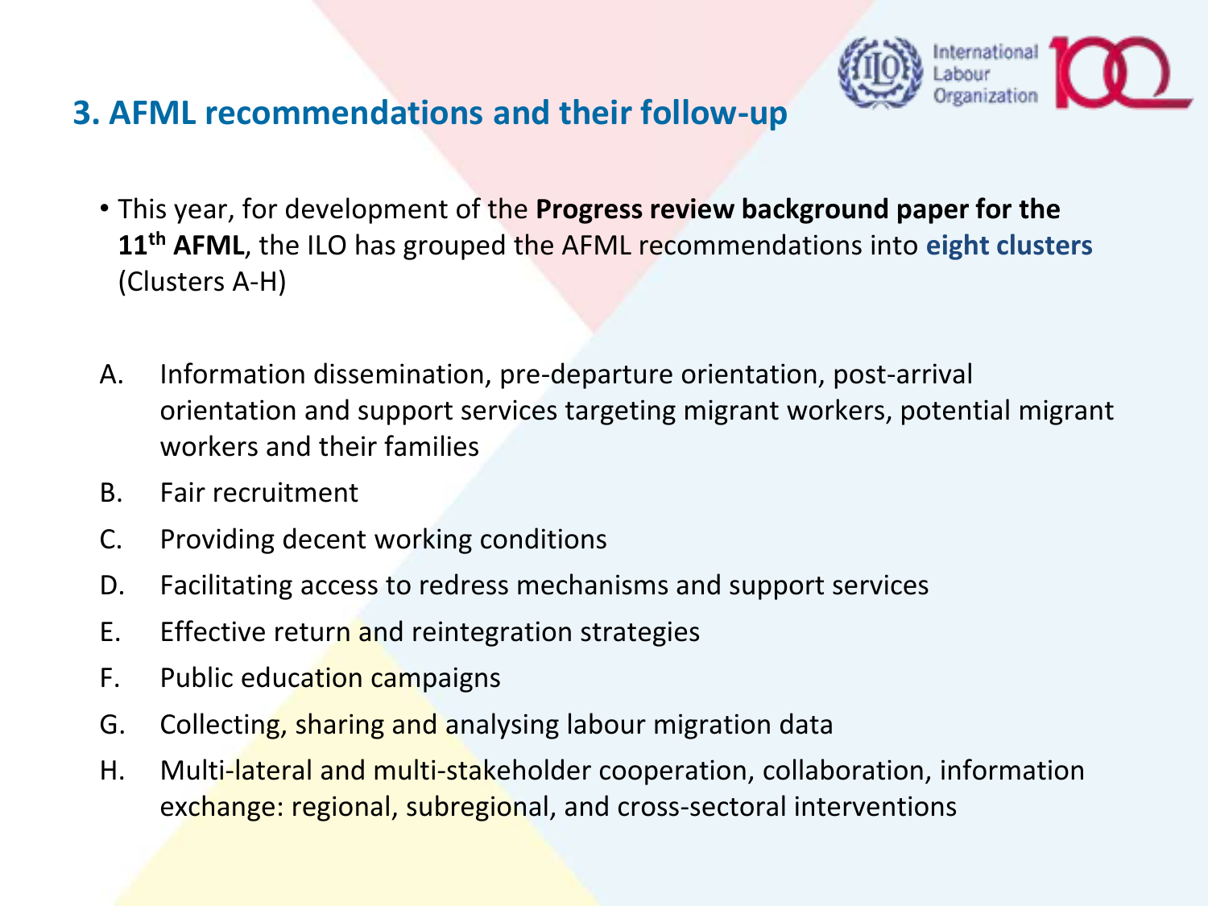## 3. AFML recommendations and their follow-up

- This year, for development of the **Progress review background paper for the 11th AFML**, the ILO has grouped the AFML recommendations into **eight clusters** (Clusters A-H)

A. Information dissemination, pre-departure orientation, post-arrival orientation and support services targeting migrant workers, potential migrant workers and their families

B. Fair recruitment

C. Providing decent working conditions

D. Facilitating access to redress mechanisms and support services

E. Effective return and reintegration strategies

F. Public education campaigns

G. Collecting, sharing and analysing labour migration data

H. Multi-lateral and multi-stakeholder cooperation, collaboration, information exchange: regional, subregional, and cross-sectoral interventions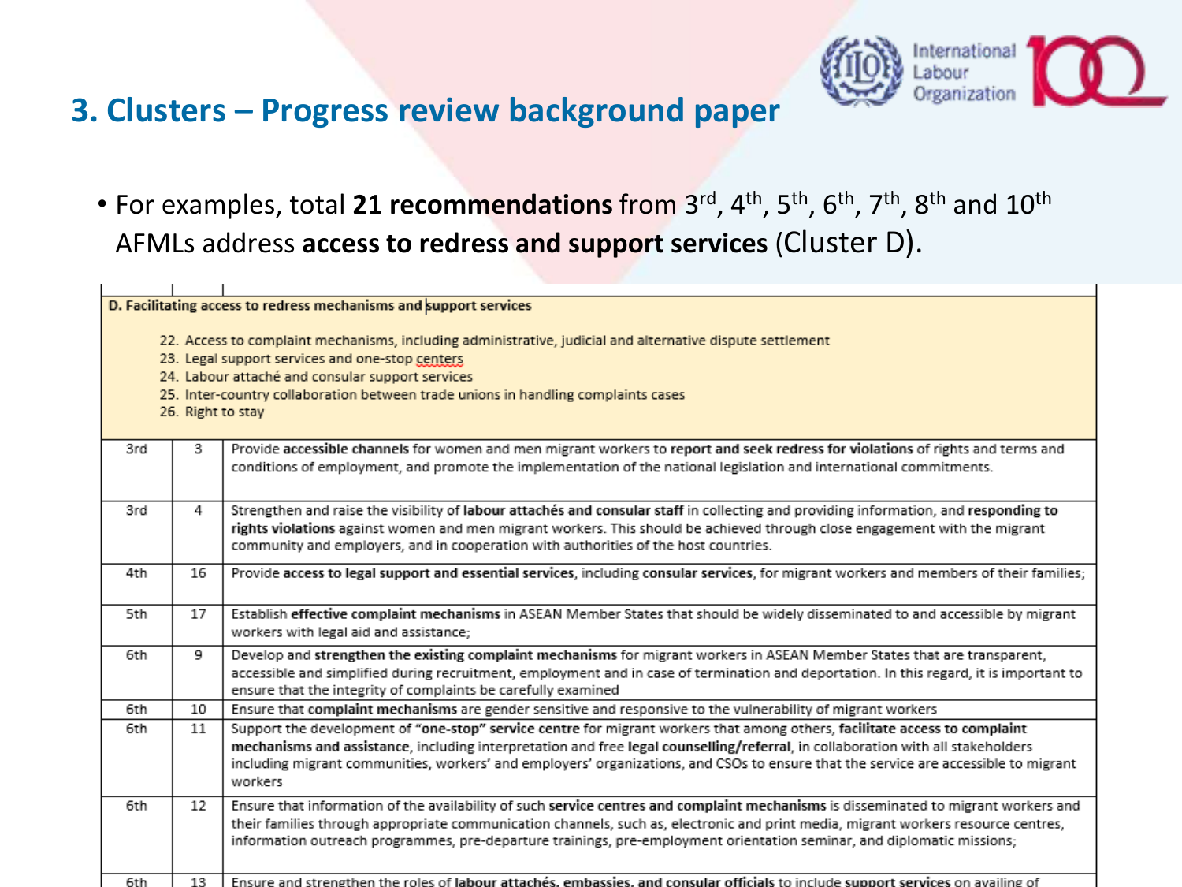# 3. Clusters – Progress review background paper

- For examples, total **21 recommendations** from 3rd, 4th, 5th, 6th, 7th, 8th and 10th AFMLs address **access to redress and support services** (Cluster D).

| | | |
|---|---|---|
| **D. Facilitating access to redress mechanisms and support services**<br><br>22. Access to complaint mechanisms, including administrative, judicial and alternative dispute settlement<br>23. Legal support services and one-stop centers<br>24. Labour attaché and consular support services<br>25. Inter-country collaboration between trade unions in handling complaints cases<br>26. Right to stay | | |
| 3rd | 3 | Provide **accessible channels** for women and men migrant workers to **report and seek redress for violations** of rights and terms and conditions of employment, and promote the implementation of the national legislation and international commitments. |
| 3rd | 4 | Strengthen and raise the visibility of **labour attachés and consular staff** in collecting and providing information, and **responding to rights violations** against women and men migrant workers. This should be achieved through close engagement with the migrant community and employers, and in cooperation with authorities of the host countries. |
| 4th | 16 | Provide **access to legal support and essential services**, including **consular services**, for migrant workers and members of their families; |
| 5th | 17 | Establish **effective complaint mechanisms** in ASEAN Member States that should be widely disseminated to and accessible by migrant workers with legal aid and assistance; |
| 6th | 9 | Develop and **strengthen the existing complaint mechanisms** for migrant workers in ASEAN Member States that are transparent, accessible and simplified during recruitment, employment and in case of termination and deportation. In this regard, it is important to ensure that the integrity of complaints be carefully examined |
| 6th | 10 | Ensure that **complaint mechanisms** are gender sensitive and responsive to the vulnerability of migrant workers |
| 6th | 11 | Support the development of **"one-stop" service centre** for migrant workers that among others, **facilitate access to complaint mechanisms and assistance**, including interpretation and free **legal counselling/referral**, in collaboration with all stakeholders including migrant communities, workers' and employers' organizations, and CSOs to ensure that the service are accessible to migrant workers |
| 6th | 12 | Ensure that information of the availability of such **service centres and complaint mechanisms** is disseminated to migrant workers and their families through appropriate communication channels, such as, electronic and print media, migrant workers resource centres, information outreach programmes, pre-departure trainings, pre-employment orientation seminar, and diplomatic missions; |
| 6th | 13 | Ensure and strengthen the roles of **labour attachés, embassies, and consular officials** to include **support services** on availing of |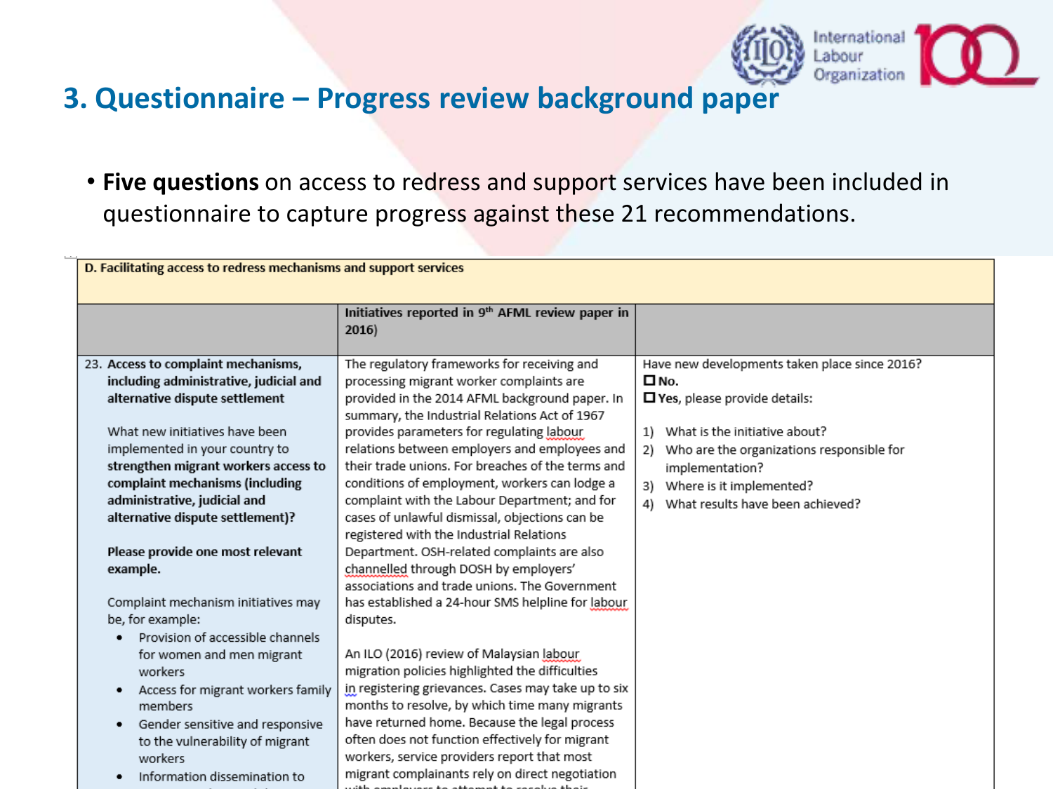# 3. Questionnaire – Progress review background paper

- **Five questions** on access to redress and support services have been included in questionnaire to capture progress against these 21 recommendations.

| D. Facilitating access to redress mechanisms and support services | | |
|---|---|---|
| | **Initiatives reported in 9th AFML review paper in 2016)** | |
| 23. **Access to complaint mechanisms, including administrative, judicial and alternative dispute settlement**<br><br>What new initiatives have been implemented in your country to **strengthen migrant workers access to complaint mechanisms (including administrative, judicial and alternative dispute settlement)?**<br><br>**Please provide one most relevant example.**<br><br>Complaint mechanism initiatives may be, for example:<br>• Provision of accessible channels for women and men migrant workers<br>• Access for migrant workers family members<br>• Gender sensitive and responsive to the vulnerability of migrant workers<br>• Information dissemination to | The regulatory frameworks for receiving and processing migrant worker complaints are provided in the 2014 AFML background paper. In summary, the Industrial Relations Act of 1967 provides parameters for regulating labour relations between employers and employees and their trade unions. For breaches of the terms and conditions of employment, workers can lodge a complaint with the Labour Department; and for cases of unlawful dismissal, objections can be registered with the Industrial Relations Department. OSH-related complaints are also channelled through DOSH by employers' associations and trade unions. The Government has established a 24-hour SMS helpline for labour disputes.<br><br>An ILO (2016) review of Malaysian labour migration policies highlighted the difficulties in registering grievances. Cases may take up to six months to resolve, by which time many migrants have returned home. Because the legal process often does not function effectively for migrant workers, service providers report that most migrant complainants rely on direct negotiation | Have new developments taken place since 2016?<br>☐ **No.**<br>☐ **Yes**, please provide details:<br><br>1) What is the initiative about?<br>2) Who are the organizations responsible for implementation?<br>3) Where is it implemented?<br>4) What results have been achieved? |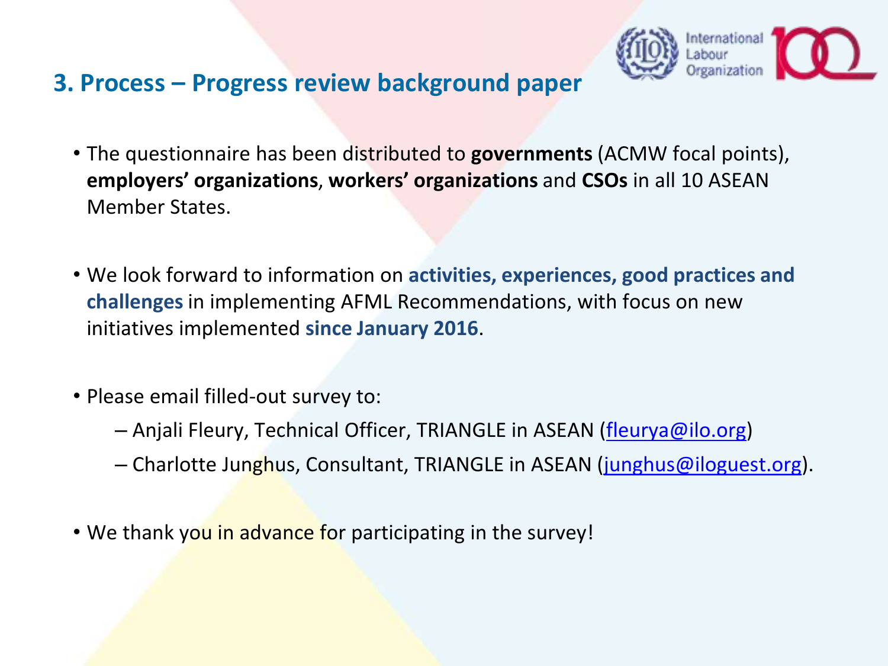## 3. Process – Progress review background paper

- The questionnaire has been distributed to **governments** (ACMW focal points), **employers' organizations**, **workers' organizations** and **CSOs** in all 10 ASEAN Member States.

- We look forward to information on **activities, experiences, good practices and challenges** in implementing AFML Recommendations, with focus on new initiatives implemented **since January 2016**.

- Please email filled-out survey to:
  - Anjali Fleury, Technical Officer, TRIANGLE in ASEAN (fleurya@ilo.org)
  - Charlotte Junghus, Consultant, TRIANGLE in ASEAN (junghus@iloguest.org).

- We thank you in advance for participating in the survey!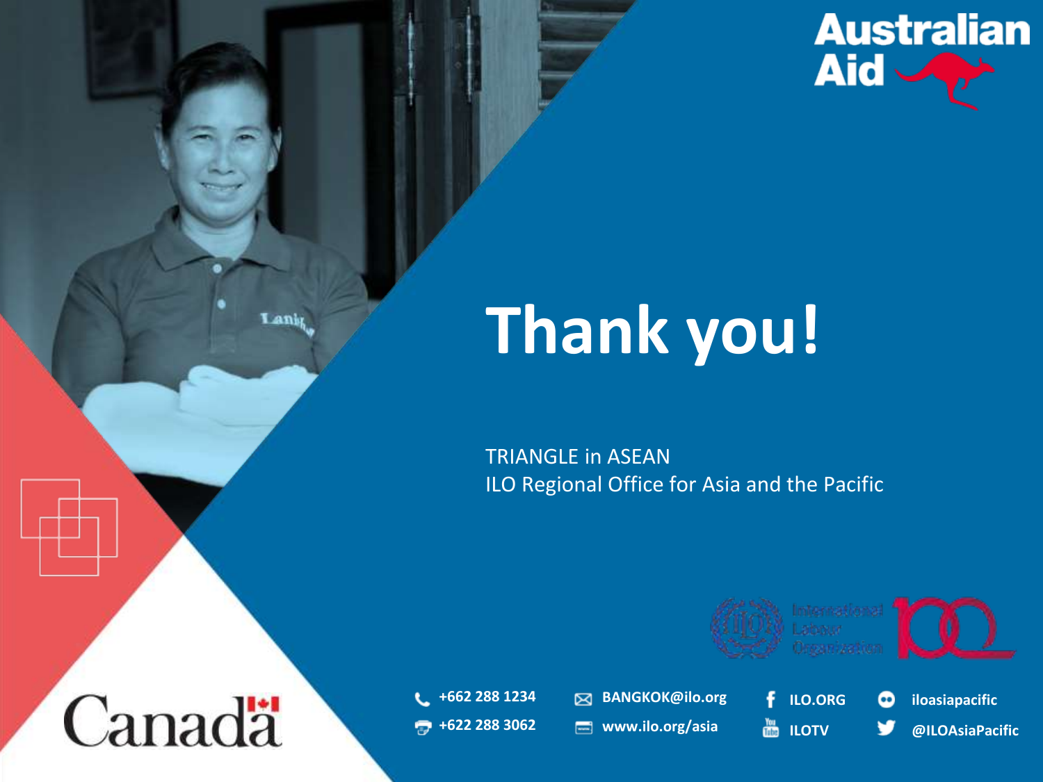Australian Aid

# Thank you!

TRIANGLE in ASEAN
ILO Regional Office for Asia and the Pacific

International Labour Organization

Canada

+662 288 1234
+622 288 3062

BANGKOK@ilo.org
www.ilo.org/asia

ILO.ORG
ILOTV

iloasiapacific
@ILOAsiaPacific